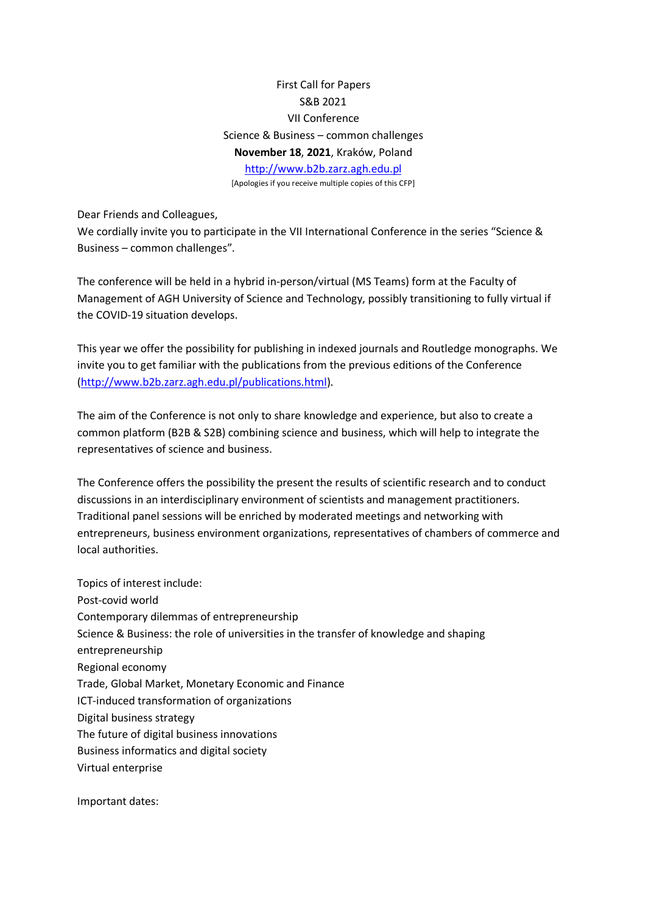First Call for Papers
S&B 2021
VII Conference
Science & Business – common challenges
**November 18**, **2021**, Kraków, Poland
http://www.b2b.zarz.agh.edu.pl
[Apologies if you receive multiple copies of this CFP]

Dear Friends and Colleagues,
We cordially invite you to participate in the VII International Conference in the series "Science & Business – common challenges".

The conference will be held in a hybrid in-person/virtual (MS Teams) form at the Faculty of Management of AGH University of Science and Technology, possibly transitioning to fully virtual if the COVID-19 situation develops.

This year we offer the possibility for publishing in indexed journals and Routledge monographs. We invite you to get familiar with the publications from the previous editions of the Conference (http://www.b2b.zarz.agh.edu.pl/publications.html).

The aim of the Conference is not only to share knowledge and experience, but also to create a common platform (B2B & S2B) combining science and business, which will help to integrate the representatives of science and business.

The Conference offers the possibility the present the results of scientific research and to conduct discussions in an interdisciplinary environment of scientists and management practitioners. Traditional panel sessions will be enriched by moderated meetings and networking with entrepreneurs, business environment organizations, representatives of chambers of commerce and local authorities.

Topics of interest include:
Post-covid world
Contemporary dilemmas of entrepreneurship
Science & Business: the role of universities in the transfer of knowledge and shaping entrepreneurship
Regional economy
Trade, Global Market, Monetary Economic and Finance
ICT-induced transformation of organizations
Digital business strategy
The future of digital business innovations
Business informatics and digital society
Virtual enterprise

Important dates: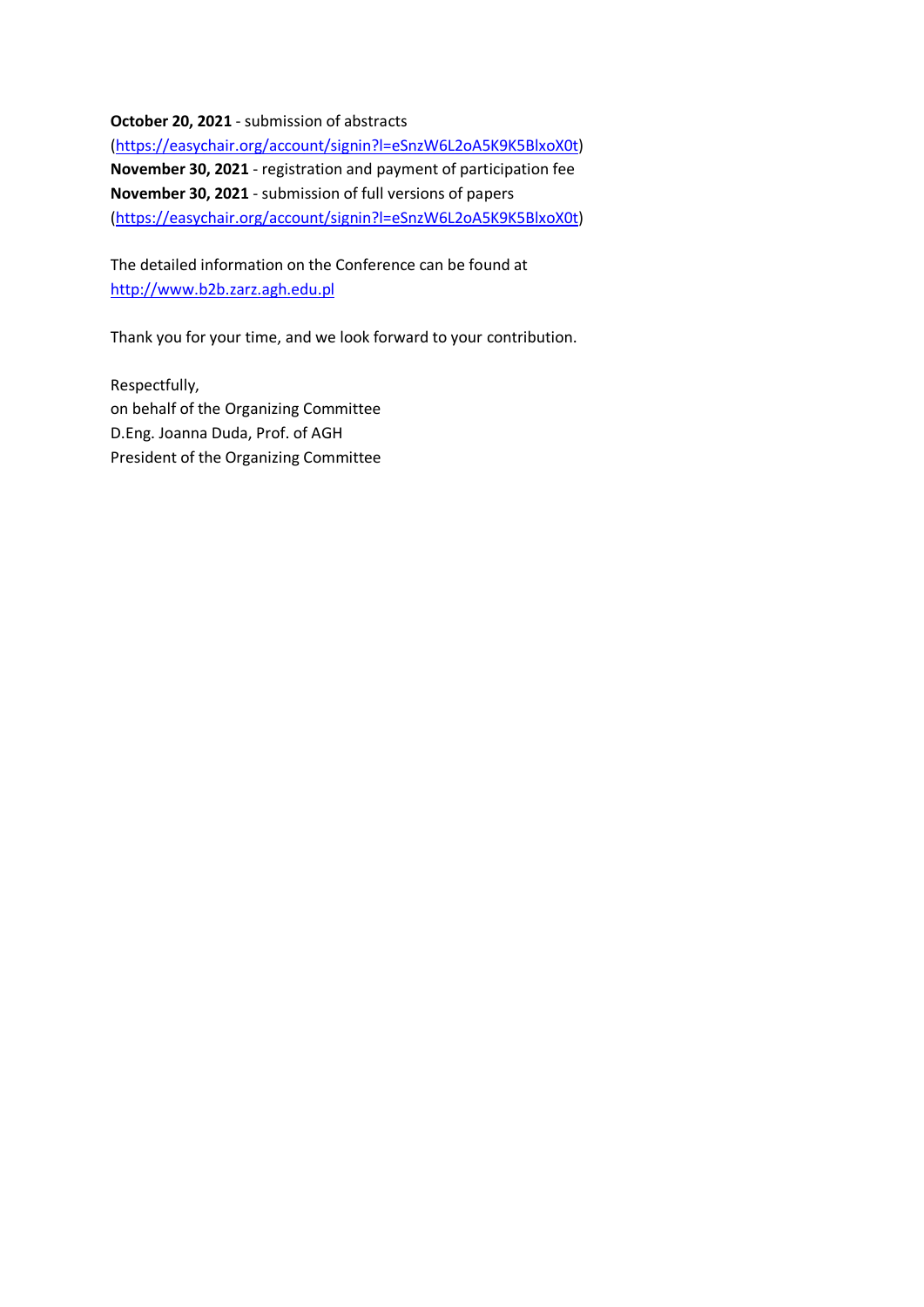**October 20, 2021** - submission of abstracts
(https://easychair.org/account/signin?l=eSnzW6L2oA5K9K5BlxoX0t)
**November 30, 2021** - registration and payment of participation fee
**November 30, 2021** - submission of full versions of papers
(https://easychair.org/account/signin?l=eSnzW6L2oA5K9K5BlxoX0t)

The detailed information on the Conference can be found at
http://www.b2b.zarz.agh.edu.pl

Thank you for your time, and we look forward to your contribution.

Respectfully,
on behalf of the Organizing Committee
D.Eng. Joanna Duda, Prof. of AGH
President of the Organizing Committee